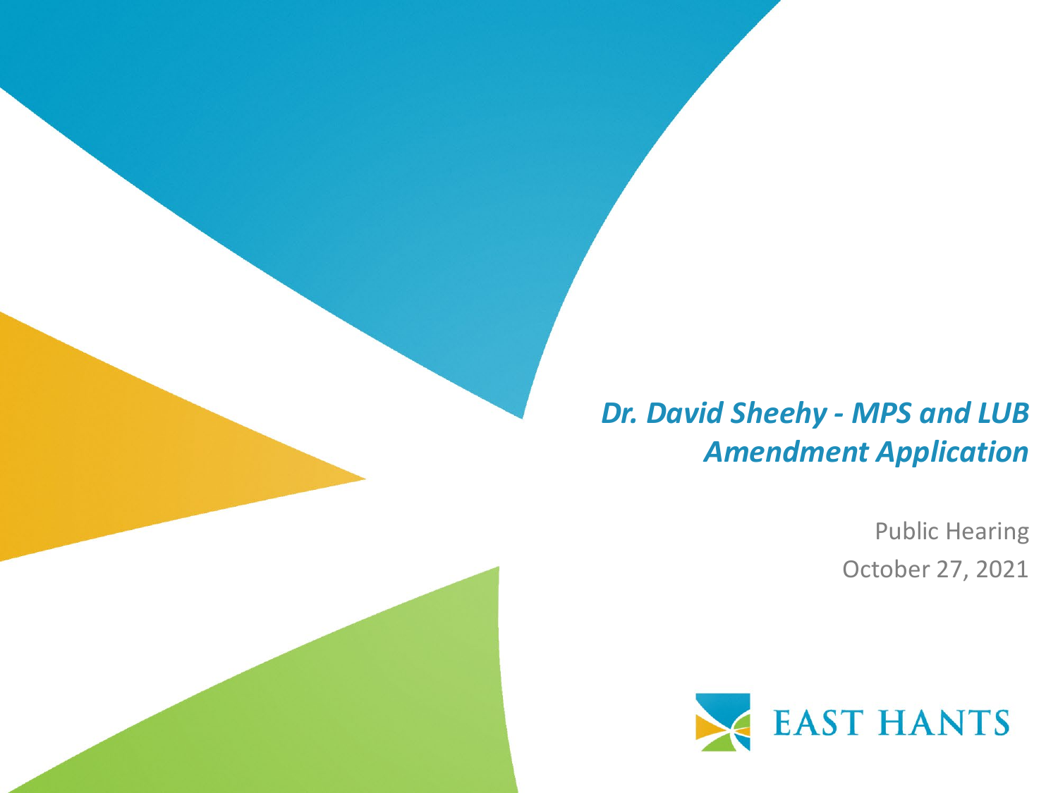# *Dr. David Sheehy - MPS and LUB Amendment Application*

Public Hearing

October 27, 2021

EAST HANTS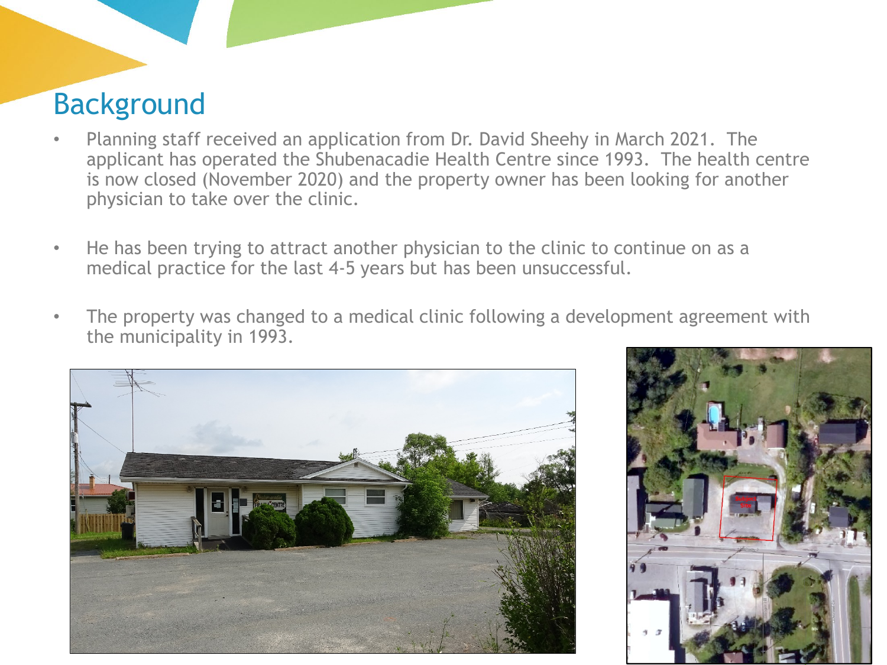# Background

- Planning staff received an application from Dr. David Sheehy in March 2021. The applicant has operated the Shubenacadie Health Centre since 1993. The health centre is now closed (November 2020) and the property owner has been looking for another physician to take over the clinic.
- He has been trying to attract another physician to the clinic to continue on as a medical practice for the last 4-5 years but has been unsuccessful.
- The property was changed to a medical clinic following a development agreement with the municipality in 1993.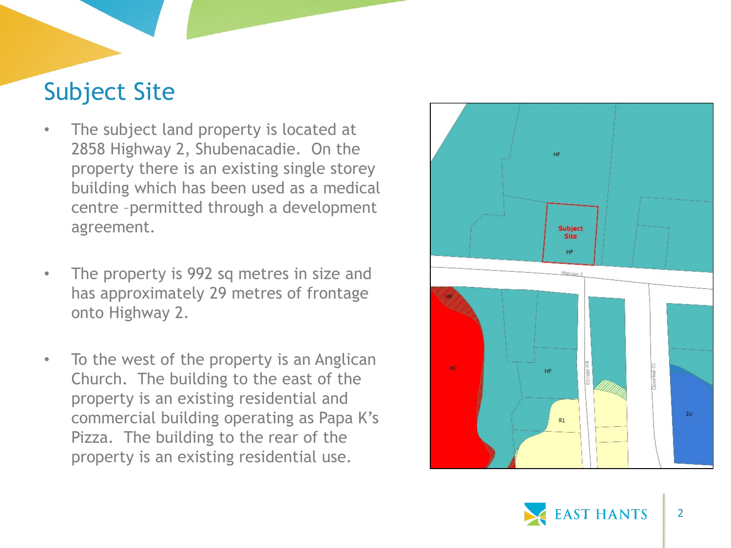# Subject Site

- The subject land property is located at 2858 Highway 2, Shubenacadie. On the property there is an existing single storey building which has been used as a medical centre –permitted through a development agreement.

- The property is 992 sq metres in size and has approximately 29 metres of frontage onto Highway 2.

- To the west of the property is an Anglican Church. The building to the east of the property is an existing residential and commercial building operating as Papa K's Pizza. The building to the rear of the property is an existing residential use.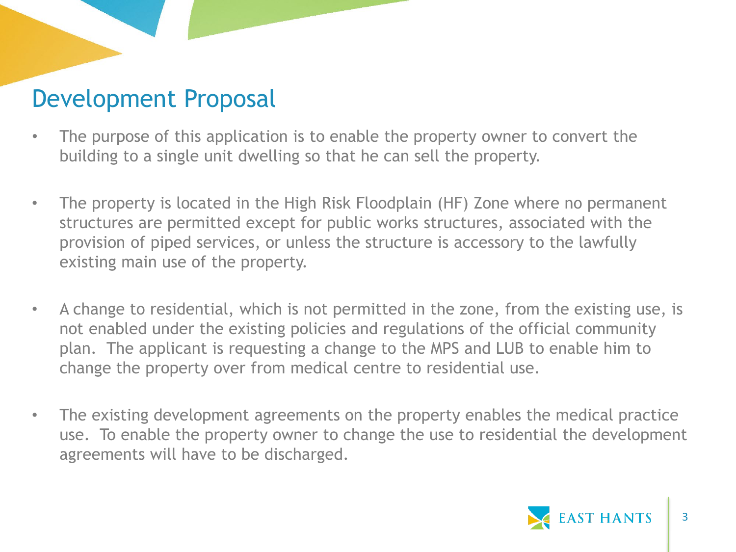# Development Proposal

- The purpose of this application is to enable the property owner to convert the building to a single unit dwelling so that he can sell the property.

- The property is located in the High Risk Floodplain (HF) Zone where no permanent structures are permitted except for public works structures, associated with the provision of piped services, or unless the structure is accessory to the lawfully existing main use of the property.

- A change to residential, which is not permitted in the zone, from the existing use, is not enabled under the existing policies and regulations of the official community plan. The applicant is requesting a change to the MPS and LUB to enable him to change the property over from medical centre to residential use.

- The existing development agreements on the property enables the medical practice use. To enable the property owner to change the use to residential the development agreements will have to be discharged.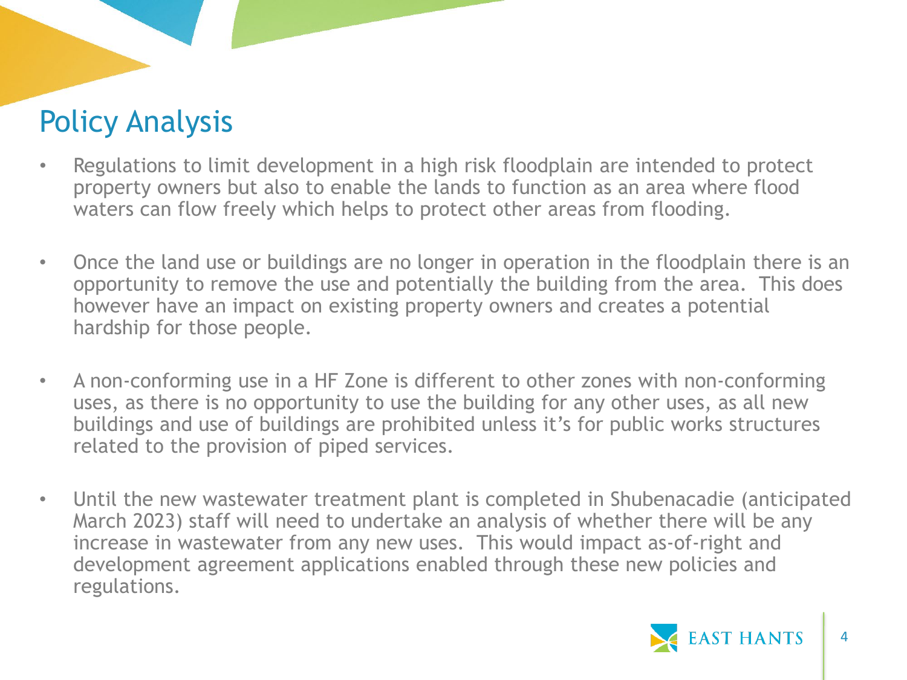# Policy Analysis

- Regulations to limit development in a high risk floodplain are intended to protect property owners but also to enable the lands to function as an area where flood waters can flow freely which helps to protect other areas from flooding.

- Once the land use or buildings are no longer in operation in the floodplain there is an opportunity to remove the use and potentially the building from the area. This does however have an impact on existing property owners and creates a potential hardship for those people.

- A non-conforming use in a HF Zone is different to other zones with non-conforming uses, as there is no opportunity to use the building for any other uses, as all new buildings and use of buildings are prohibited unless it's for public works structures related to the provision of piped services.

- Until the new wastewater treatment plant is completed in Shubenacadie (anticipated March 2023) staff will need to undertake an analysis of whether there will be any increase in wastewater from any new uses. This would impact as-of-right and development agreement applications enabled through these new policies and regulations.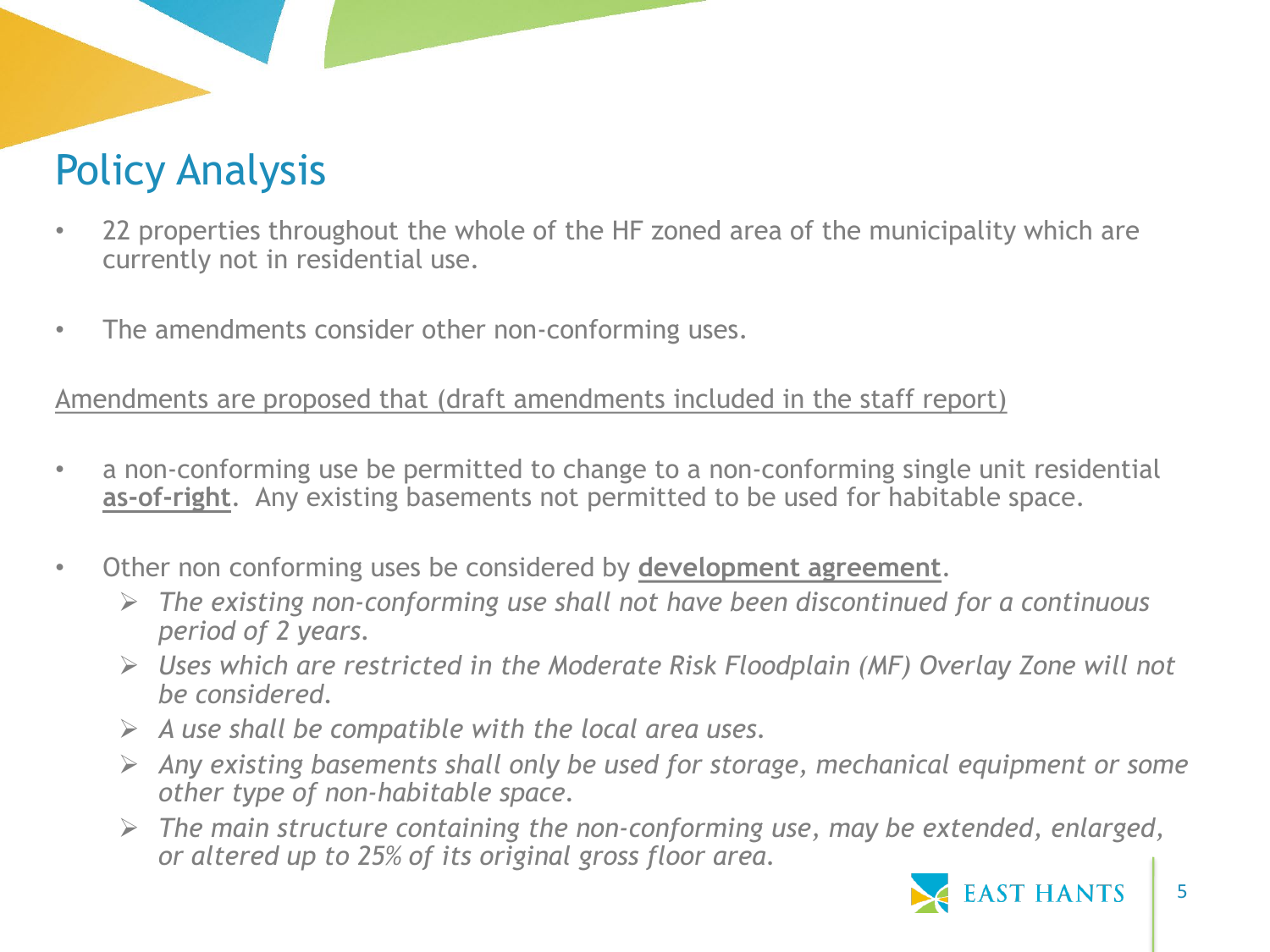# Policy Analysis

- 22 properties throughout the whole of the HF zoned area of the municipality which are currently not in residential use.
- The amendments consider other non-conforming uses.

Amendments are proposed that (draft amendments included in the staff report)

- a non-conforming use be permitted to change to a non-conforming single unit residential **as-of-right**. Any existing basements not permitted to be used for habitable space.
- Other non conforming uses be considered by **development agreement**.
  - *The existing non-conforming use shall not have been discontinued for a continuous period of 2 years.*
  - *Uses which are restricted in the Moderate Risk Floodplain (MF) Overlay Zone will not be considered.*
  - *A use shall be compatible with the local area uses.*
  - *Any existing basements shall only be used for storage, mechanical equipment or some other type of non-habitable space.*
  - *The main structure containing the non-conforming use, may be extended, enlarged, or altered up to 25% of its original gross floor area.*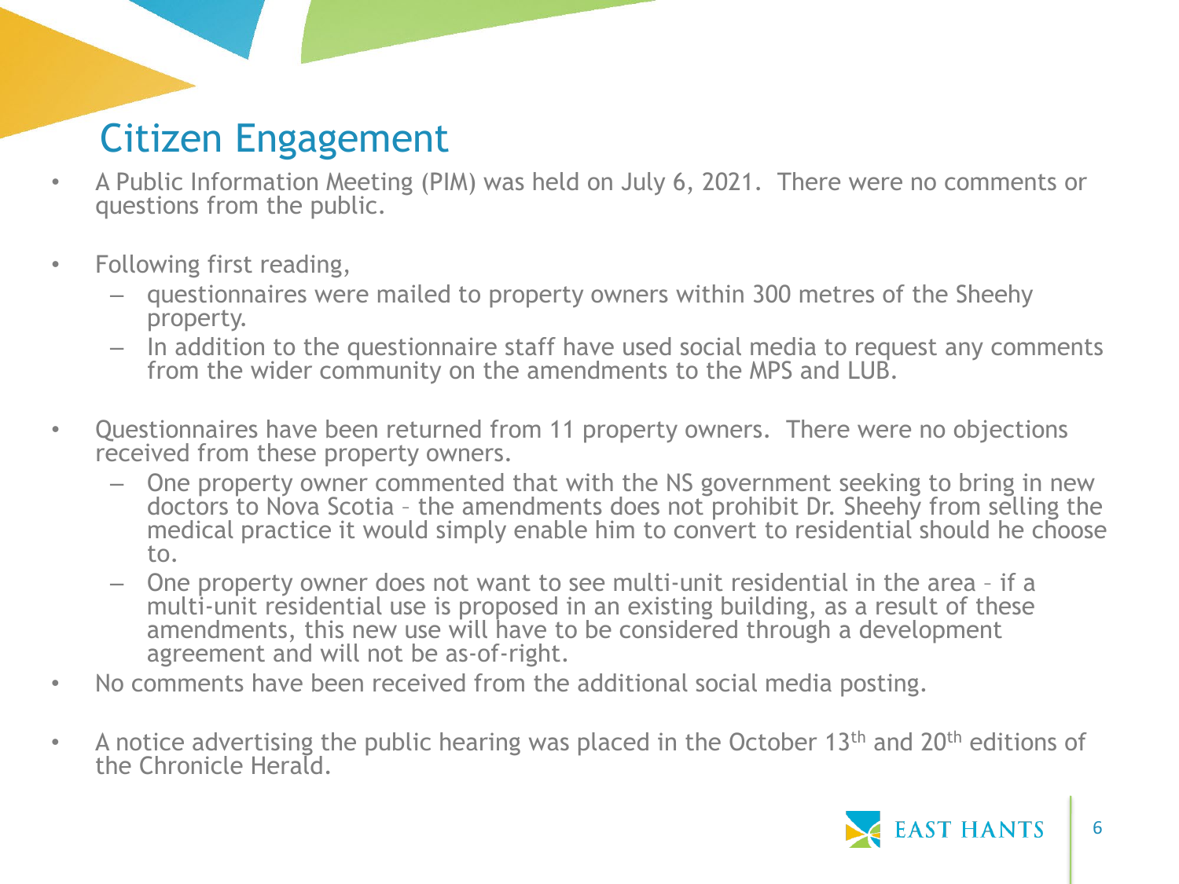# Citizen Engagement

- A Public Information Meeting (PIM) was held on July 6, 2021. There were no comments or questions from the public.
- Following first reading,
  - questionnaires were mailed to property owners within 300 metres of the Sheehy property.
  - In addition to the questionnaire staff have used social media to request any comments from the wider community on the amendments to the MPS and LUB.
- Questionnaires have been returned from 11 property owners. There were no objections received from these property owners.
  - One property owner commented that with the NS government seeking to bring in new doctors to Nova Scotia – the amendments does not prohibit Dr. Sheehy from selling the medical practice it would simply enable him to convert to residential should he choose to.
  - One property owner does not want to see multi-unit residential in the area – if a multi-unit residential use is proposed in an existing building, as a result of these amendments, this new use will have to be considered through a development agreement and will not be as-of-right.
- No comments have been received from the additional social media posting.
- A notice advertising the public hearing was placed in the October 13th and 20th editions of the Chronicle Herald.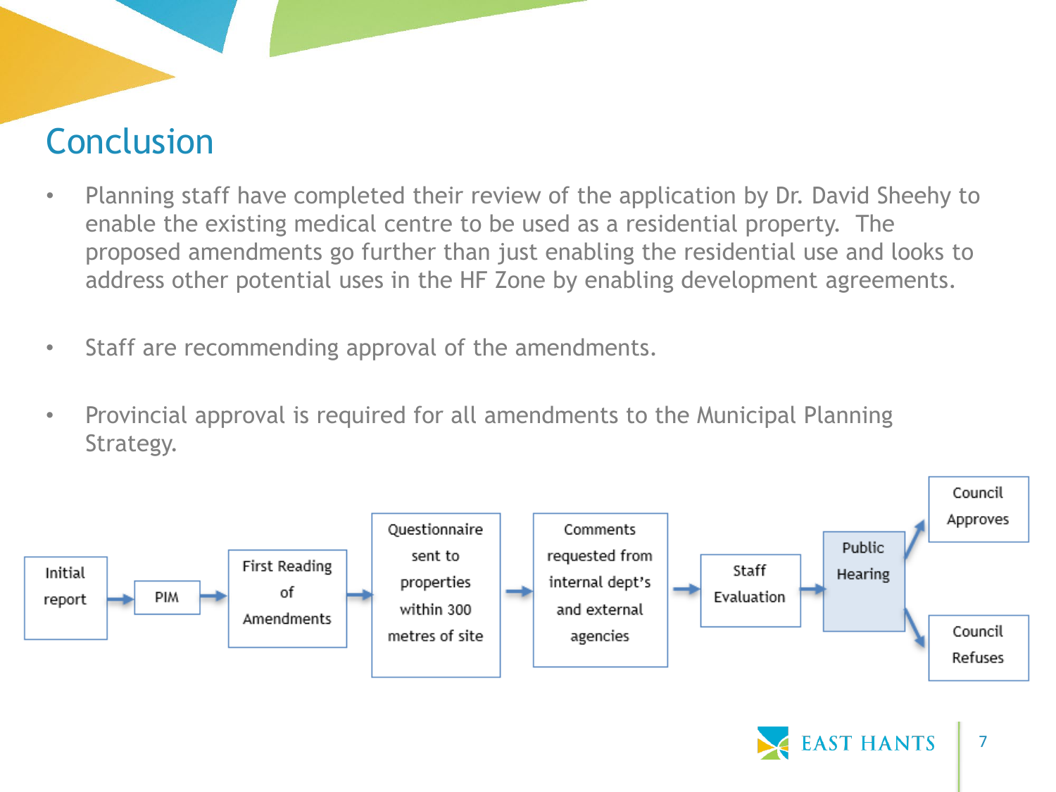# Conclusion

- Planning staff have completed their review of the application by Dr. David Sheehy to enable the existing medical centre to be used as a residential property. The proposed amendments go further than just enabling the residential use and looks to address other potential uses in the HF Zone by enabling development agreements.
- Staff are recommending approval of the amendments.
- Provincial approval is required for all amendments to the Municipal Planning Strategy.

Initial report → PIM → First Reading of Amendments → Questionnaire sent to properties within 300 metres of site → Comments requested from internal dept's and external agencies → Staff Evaluation → Public Hearing → Council Approves / Council Refuses